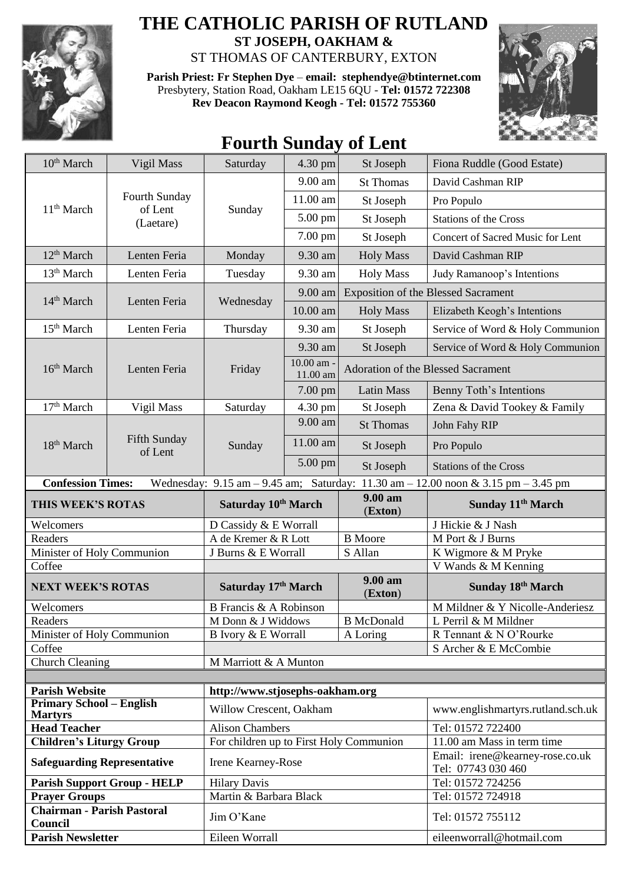# THE CATHOLIC PARISH OF RUTLAND

**ST JOSEPH, OAKHAM &**

ST THOMAS OF CANTERBURY, EXTON

**Parish Priest: Fr Stephen Dye** – **email: stephendye@btinternet.com**

Presbytery, Station Road, Oakham LE15 6QU - **Tel: 01572 722308**

**Rev Deacon Raymond Keogh - Tel: 01572 755360**

## Fourth Sunday of Lent

| Date | Day | | Time | Place | Intention |
|---|---|---|---|---|---|
| 10th March | Vigil Mass | Saturday | 4.30 pm | St Joseph | Fiona Ruddle (Good Estate) |
| 11th March | Fourth Sunday of Lent (Laetare) | Sunday | 9.00 am | St Thomas | David Cashman RIP |
| | | | 11.00 am | St Joseph | Pro Populo |
| | | | 5.00 pm | St Joseph | Stations of the Cross |
| | | | 7.00 pm | St Joseph | Concert of Sacred Music for Lent |
| 12th March | Lenten Feria | Monday | 9.30 am | Holy Mass | David Cashman RIP |
| 13th March | Lenten Feria | Tuesday | 9.30 am | Holy Mass | Judy Ramanoop's Intentions |
| 14th March | Lenten Feria | Wednesday | 9.00 am | Exposition of the Blessed Sacrament | |
| | | | 10.00 am | Holy Mass | Elizabeth Keogh's Intentions |
| 15th March | Lenten Feria | Thursday | 9.30 am | St Joseph | Service of Word & Holy Communion |
| 16th March | Lenten Feria | Friday | 9.30 am | St Joseph | Service of Word & Holy Communion |
| | | | 10.00 am - 11.00 am | Adoration of the Blessed Sacrament | |
| | | | 7.00 pm | Latin Mass | Benny Toth's Intentions |
| 17th March | Vigil Mass | Saturday | 4.30 pm | St Joseph | Zena & David Tookey & Family |
| 18th March | Fifth Sunday of Lent | Sunday | 9.00 am | St Thomas | John Fahy RIP |
| | | | 11.00 am | St Joseph | Pro Populo |
| | | | 5.00 pm | St Joseph | Stations of the Cross |

**Confession Times:** Wednesday: 9.15 am – 9.45 am; Saturday: 11.30 am – 12.00 noon & 3.15 pm – 3.45 pm

| THIS WEEK'S ROTAS | Saturday 10th March | 9.00 am (Exton) | Sunday 11th March |
|---|---|---|---|
| Welcomers | D Cassidy & E Worrall | | J Hickie & J Nash |
| Readers | A de Kremer & R Lott | B Moore | M Port & J Burns |
| Minister of Holy Communion | J Burns & E Worrall | S Allan | K Wigmore & M Pryke |
| Coffee | | | V Wands & M Kenning |
| **NEXT WEEK'S ROTAS** | **Saturday 17th March** | **9.00 am (Exton)** | **Sunday 18th March** |
| Welcomers | B Francis & A Robinson | | M Mildner & Y Nicolle-Anderiesz |
| Readers | M Donn & J Widdows | B McDonald | L Perril & M Mildner |
| Minister of Holy Communion | B Ivory & E Worrall | A Loring | R Tennant & N O'Rourke |
| Coffee | | | S Archer & E McCombie |
| Church Cleaning | M Marriott & A Munton | | |

| | | |
|---|---|---|
| **Parish Website** | http://www.stjosephs-oakham.org | |
| **Primary School – English Martyrs** | Willow Crescent, Oakham | www.englishmartyrs.rutland.sch.uk |
| **Head Teacher** | Alison Chambers | Tel: 01572 722400 |
| **Children's Liturgy Group** | For children up to First Holy Communion | 11.00 am Mass in term time |
| **Safeguarding Representative** | Irene Kearney-Rose | Email: irene@kearney-rose.co.uk Tel: 07743 030 460 |
| **Parish Support Group - HELP** | Hilary Davis | Tel: 01572 724256 |
| **Prayer Groups** | Martin & Barbara Black | Tel: 01572 724918 |
| **Chairman - Parish Pastoral Council** | Jim O'Kane | Tel: 01572 755112 |
| **Parish Newsletter** | Eileen Worrall | eileenworrall@hotmail.com |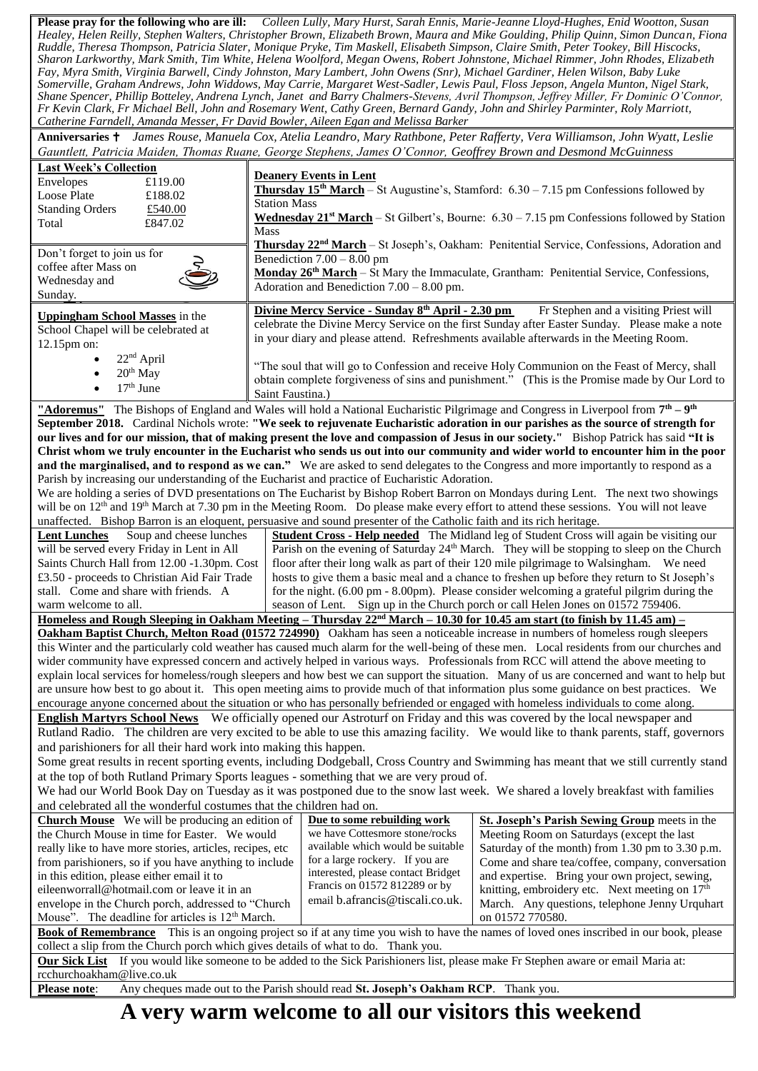**Please pray for the following who are ill:** *Colleen Lully, Mary Hurst, Sarah Ennis, Marie-Jeanne Lloyd-Hughes, Enid Wootton, Susan Healey, Helen Reilly, Stephen Walters, Christopher Brown, Elizabeth Brown, Maura and Mike Goulding, Philip Quinn, Simon Duncan, Fiona Ruddle, Theresa Thompson, Patricia Slater, Monique Pryke, Tim Maskell, Elisabeth Simpson, Claire Smith, Peter Tookey, Bill Hiscocks, Sharon Larkworthy, Mark Smith, Tim White, Helena Woolford, Megan Owens, Robert Johnstone, Michael Rimmer, John Rhodes, Elizabeth Fay, Myra Smith, Virginia Barwell, Cindy Johnston, Mary Lambert, John Owens (Snr), Michael Gardiner, Helen Wilson, Baby Luke Somerville, Graham Andrews, John Widdows, May Carrie, Margaret West-Sadler, Lewis Paul, Floss Jepson, Angela Munton, Nigel Stark, Shane Spencer, Phillip Botteley, Andrena Lynch, Janet and Barry Chalmers-Stevens, Avril Thompson, Jeffrey Miller, Fr Dominic O'Connor, Fr Kevin Clark, Fr Michael Bell, John and Rosemary Went, Cathy Green, Bernard Gandy, John and Shirley Parminter, Roly Marriott, Catherine Farndell, Amanda Messer, Fr David Bowler, Aileen Egan and Melissa Barker*

**Anniversaries ✝** *James Rouse, Manuela Cox, Atelia Leandro, Mary Rathbone, Peter Rafferty, Vera Williamson, John Wyatt, Leslie Gauntlett, Patricia Maiden, Thomas Ruane, George Stephens, James O'Connor, Geoffrey Brown and Desmond McGuinness*

**Last Week's Collection**

| | |
|---|---|
| Envelopes | £119.00 |
| Loose Plate | £188.02 |
| Standing Orders | £540.00 |
| Total | £847.02 |

Don't forget to join us for coffee after Mass on Wednesday and Sunday.

**Deanery Events in Lent**

**Thursday 15th March** – St Augustine's, Stamford: 6.30 – 7.15 pm Confessions followed by Station Mass

**Wednesday 21st March** – St Gilbert's, Bourne: 6.30 – 7.15 pm Confessions followed by Station Mass

**Thursday 22nd March** – St Joseph's, Oakham: Penitential Service, Confessions, Adoration and Benediction 7.00 – 8.00 pm

**Monday 26th March** – St Mary the Immaculate, Grantham: Penitential Service, Confessions, Adoration and Benediction 7.00 – 8.00 pm.

**Uppingham School Masses** in the School Chapel will be celebrated at 12.15pm on:

- 22nd April
- 20th May
- 17th June

**Divine Mercy Service - Sunday 8th April - 2.30 pm** Fr Stephen and a visiting Priest will celebrate the Divine Mercy Service on the first Sunday after Easter Sunday. Please make a note in your diary and please attend. Refreshments available afterwards in the Meeting Room.

"The soul that will go to Confession and receive Holy Communion on the Feast of Mercy, shall obtain complete forgiveness of sins and punishment." (This is the Promise made by Our Lord to Saint Faustina.)

**"Adoremus"** The Bishops of England and Wales will hold a National Eucharistic Pilgrimage and Congress in Liverpool from **7th – 9th September 2018.** Cardinal Nichols wrote: **"We seek to rejuvenate Eucharistic adoration in our parishes as the source of strength for our lives and for our mission, that of making present the love and compassion of Jesus in our society."** Bishop Patrick has said **"It is Christ whom we truly encounter in the Eucharist who sends us out into our community and wider world to encounter him in the poor and the marginalised, and to respond as we can."** We are asked to send delegates to the Congress and more importantly to respond as a Parish by increasing our understanding of the Eucharist and practice of Eucharistic Adoration.

We are holding a series of DVD presentations on The Eucharist by Bishop Robert Barron on Mondays during Lent. The next two showings will be on 12th and 19th March at 7.30 pm in the Meeting Room. Do please make every effort to attend these sessions. You will not leave unaffected. Bishop Barron is an eloquent, persuasive and sound presenter of the Catholic faith and its rich heritage.

**Lent Lunches** Soup and cheese lunches will be served every Friday in Lent in All Saints Church Hall from 12.00 -1.30pm. Cost £3.50 - proceeds to Christian Aid Fair Trade stall. Come and share with friends. A warm welcome to all.

**Student Cross - Help needed** The Midland leg of Student Cross will again be visiting our Parish on the evening of Saturday 24th March. They will be stopping to sleep on the Church floor after their long walk as part of their 120 mile pilgrimage to Walsingham. We need hosts to give them a basic meal and a chance to freshen up before they return to St Joseph's for the night. (6.00 pm - 8.00pm). Please consider welcoming a grateful pilgrim during the season of Lent. Sign up in the Church porch or call Helen Jones on 01572 759406.

**Homeless and Rough Sleeping in Oakham Meeting – Thursday 22nd March – 10.30 for 10.45 am start (to finish by 11.45 am) – Oakham Baptist Church, Melton Road (01572 724990)** Oakham has seen a noticeable increase in numbers of homeless rough sleepers this Winter and the particularly cold weather has caused much alarm for the well-being of these men. Local residents from our churches and wider community have expressed concern and actively helped in various ways. Professionals from RCC will attend the above meeting to explain local services for homeless/rough sleepers and how best we can support the situation. Many of us are concerned and want to help but are unsure how best to go about it. This open meeting aims to provide much of that information plus some guidance on best practices. We encourage anyone concerned about the situation or who has personally befriended or engaged with homeless individuals to come along.

**English Martyrs School News** We officially opened our Astroturf on Friday and this was covered by the local newspaper and Rutland Radio. The children are very excited to be able to use this amazing facility. We would like to thank parents, staff, governors and parishioners for all their hard work into making this happen.

Some great results in recent sporting events, including Dodgeball, Cross Country and Swimming has meant that we still currently stand at the top of both Rutland Primary Sports leagues - something that we are very proud of.

We had our World Book Day on Tuesday as it was postponed due to the snow last week. We shared a lovely breakfast with families and celebrated all the wonderful costumes that the children had on.

**Church Mouse** We will be producing an edition of the Church Mouse in time for Easter. We would really like to have more stories, articles, recipes, etc from parishioners, so if you have anything to include in this edition, please either email it to eileenworrall@hotmail.com or leave it in an envelope in the Church porch, addressed to "Church Mouse". The deadline for articles is 12th March.

**Due to some rebuilding work** we have Cottesmore stone/rocks available which would be suitable for a large rockery. If you are interested, please contact Bridget Francis on 01572 812289 or by email b.afrancis@tiscali.co.uk.

**St. Joseph's Parish Sewing Group** meets in the Meeting Room on Saturdays (except the last Saturday of the month) from 1.30 pm to 3.30 p.m. Come and share tea/coffee, company, conversation and expertise. Bring your own project, sewing, knitting, embroidery etc. Next meeting on 17th March. Any questions, telephone Jenny Urquhart on 01572 770580.

**Book of Remembrance** This is an ongoing project so if at any time you wish to have the names of loved ones inscribed in our book, please collect a slip from the Church porch which gives details of what to do. Thank you.

**Our Sick List** If you would like someone to be added to the Sick Parishioners list, please make Fr Stephen aware or email Maria at: rcchurchoakham@live.co.uk

**Please note**: Any cheques made out to the Parish should read **St. Joseph's Oakham RCP**. Thank you.

# A very warm welcome to all our visitors this weekend